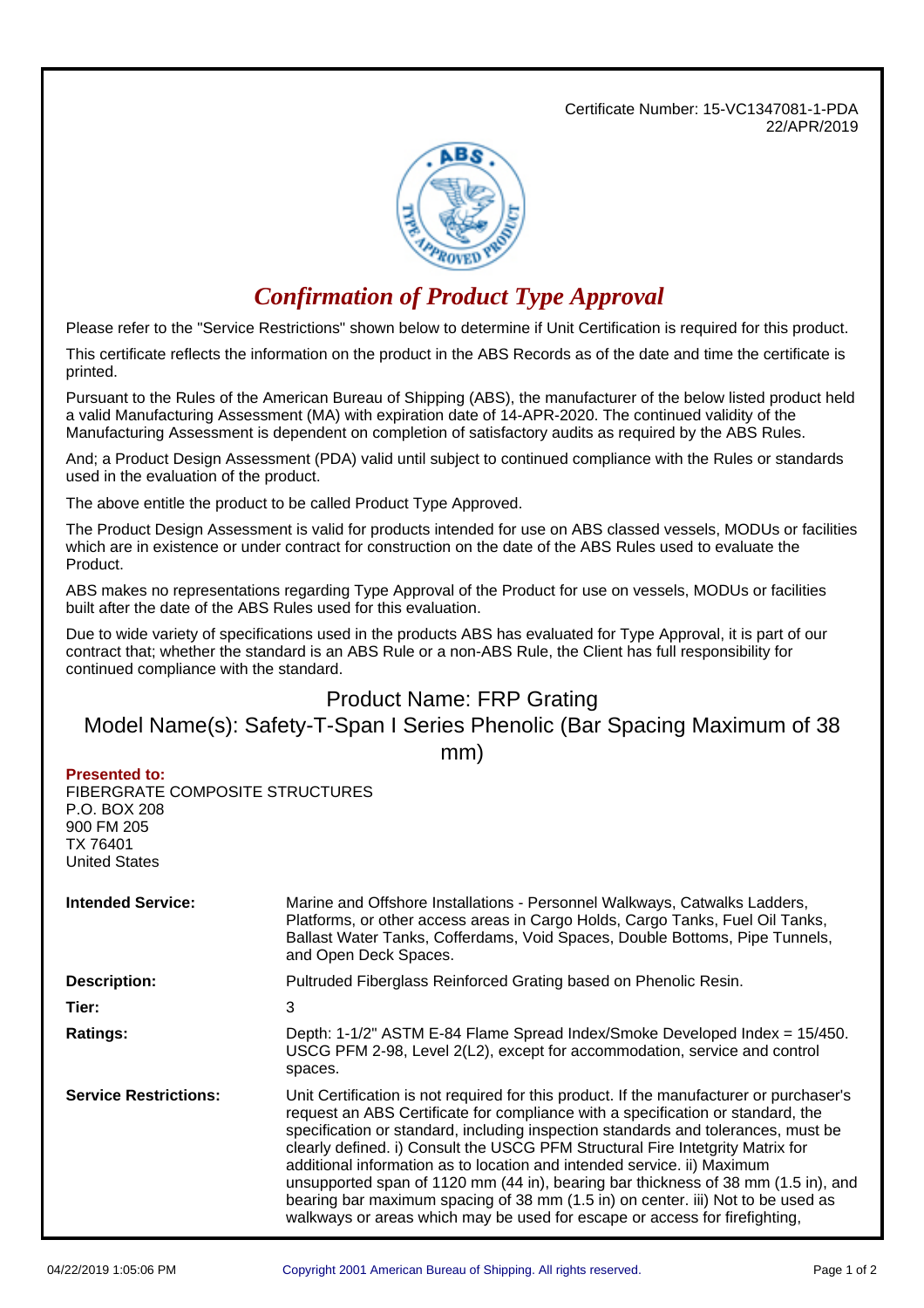Certificate Number: 15-VC1347081-1-PDA
22/APR/2019

# *Confirmation of Product Type Approval*

Please refer to the "Service Restrictions" shown below to determine if Unit Certification is required for this product.

This certificate reflects the information on the product in the ABS Records as of the date and time the certificate is printed.

Pursuant to the Rules of the American Bureau of Shipping (ABS), the manufacturer of the below listed product held a valid Manufacturing Assessment (MA) with expiration date of 14-APR-2020. The continued validity of the Manufacturing Assessment is dependent on completion of satisfactory audits as required by the ABS Rules.

And; a Product Design Assessment (PDA) valid until subject to continued compliance with the Rules or standards used in the evaluation of the product.

The above entitle the product to be called Product Type Approved.

The Product Design Assessment is valid for products intended for use on ABS classed vessels, MODUs or facilities which are in existence or under contract for construction on the date of the ABS Rules used to evaluate the Product.

ABS makes no representations regarding Type Approval of the Product for use on vessels, MODUs or facilities built after the date of the ABS Rules used for this evaluation.

Due to wide variety of specifications used in the products ABS has evaluated for Type Approval, it is part of our contract that; whether the standard is an ABS Rule or a non-ABS Rule, the Client has full responsibility for continued compliance with the standard.

## Product Name: FRP Grating

## Model Name(s): Safety-T-Span I Series Phenolic (Bar Spacing Maximum of 38 mm)

**Presented to:**
FIBERGRATE COMPOSITE STRUCTURES
P.O. BOX 208
900 FM 205
TX 76401
United States

**Intended Service:** Marine and Offshore Installations - Personnel Walkways, Catwalks Ladders, Platforms, or other access areas in Cargo Holds, Cargo Tanks, Fuel Oil Tanks, Ballast Water Tanks, Cofferdams, Void Spaces, Double Bottoms, Pipe Tunnels, and Open Deck Spaces.

**Description:** Pultruded Fiberglass Reinforced Grating based on Phenolic Resin.

**Tier:** 3

**Ratings:** Depth: 1-1/2" ASTM E-84 Flame Spread Index/Smoke Developed Index = 15/450. USCG PFM 2-98, Level 2(L2), except for accommodation, service and control spaces.

**Service Restrictions:** Unit Certification is not required for this product. If the manufacturer or purchaser's request an ABS Certificate for compliance with a specification or standard, the specification or standard, including inspection standards and tolerances, must be clearly defined. i) Consult the USCG PFM Structural Fire Intetgrity Matrix for additional information as to location and intended service. ii) Maximum unsupported span of 1120 mm (44 in), bearing bar thickness of 38 mm (1.5 in), and bearing bar maximum spacing of 38 mm (1.5 in) on center. iii) Not to be used as walkways or areas which may be used for escape or access for firefighting,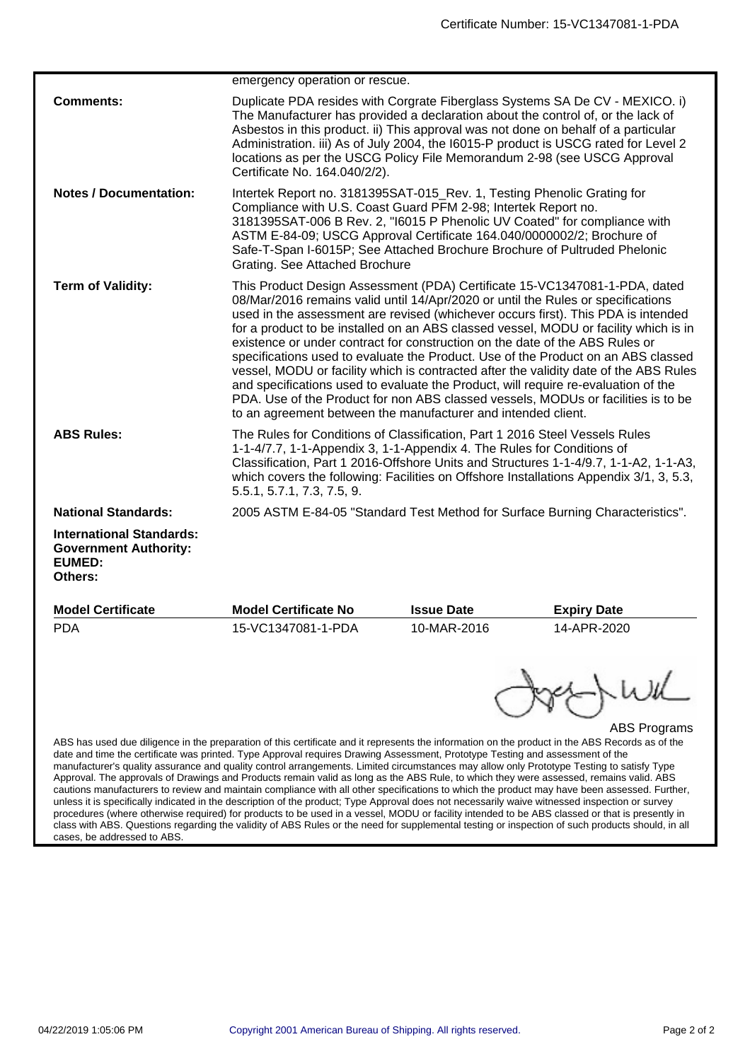| | |
|---|---|
| | emergency operation or rescue. |
| **Comments:** | Duplicate PDA resides with Corgrate Fiberglass Systems SA De CV - MEXICO. i) The Manufacturer has provided a declaration about the control of, or the lack of Asbestos in this product. ii) This approval was not done on behalf of a particular Administration. iii) As of July 2004, the I6015-P product is USCG rated for Level 2 locations as per the USCG Policy File Memorandum 2-98 (see USCG Approval Certificate No. 164.040/2/2). |
| **Notes / Documentation:** | Intertek Report no. 3181395SAT-015_Rev. 1, Testing Phenolic Grating for Compliance with U.S. Coast Guard PFM 2-98; Intertek Report no. 3181395SAT-006 B Rev. 2, "I6015 P Phenolic UV Coated" for compliance with ASTM E-84-09; USCG Approval Certificate 164.040/0000002/2; Brochure of Safe-T-Span I-6015P; See Attached Brochure Brochure of Pultruded Phelonic Grating. See Attached Brochure |
| **Term of Validity:** | This Product Design Assessment (PDA) Certificate 15-VC1347081-1-PDA, dated 08/Mar/2016 remains valid until 14/Apr/2020 or until the Rules or specifications used in the assessment are revised (whichever occurs first). This PDA is intended for a product to be installed on an ABS classed vessel, MODU or facility which is in existence or under contract for construction on the date of the ABS Rules or specifications used to evaluate the Product. Use of the Product on an ABS classed vessel, MODU or facility which is contracted after the validity date of the ABS Rules and specifications used to evaluate the Product, will require re-evaluation of the PDA. Use of the Product for non ABS classed vessels, MODUs or facilities is to be to an agreement between the manufacturer and intended client. |
| **ABS Rules:** | The Rules for Conditions of Classification, Part 1 2016 Steel Vessels Rules 1-1-4/7.7, 1-1-Appendix 3, 1-1-Appendix 4. The Rules for Conditions of Classification, Part 1 2016-Offshore Units and Structures 1-1-4/9.7, 1-1-A2, 1-1-A3, which covers the following: Facilities on Offshore Installations Appendix 3/1, 3, 5.3, 5.5.1, 5.7.1, 7.3, 7.5, 9. |
| **National Standards:** | 2005 ASTM E-84-05 "Standard Test Method for Surface Burning Characteristics". |
| **International Standards:** | |
| **Government Authority:** | |
| **EUMED:** | |
| **Others:** | |

| Model Certificate | Model Certificate No | Issue Date | Expiry Date |
|---|---|---|---|
| PDA | 15-VC1347081-1-PDA | 10-MAR-2016 | 14-APR-2020 |

ABS Programs

ABS has used due diligence in the preparation of this certificate and it represents the information on the product in the ABS Records as of the date and time the certificate was printed. Type Approval requires Drawing Assessment, Prototype Testing and assessment of the manufacturer's quality assurance and quality control arrangements. Limited circumstances may allow only Prototype Testing to satisfy Type Approval. The approvals of Drawings and Products remain valid as long as the ABS Rule, to which they were assessed, remains valid. ABS cautions manufacturers to review and maintain compliance with all other specifications to which the product may have been assessed. Further, unless it is specifically indicated in the description of the product; Type Approval does not necessarily waive witnessed inspection or survey procedures (where otherwise required) for products to be used in a vessel, MODU or facility intended to be ABS classed or that is presently in class with ABS. Questions regarding the validity of ABS Rules or the need for supplemental testing or inspection of such products should, in all cases, be addressed to ABS.